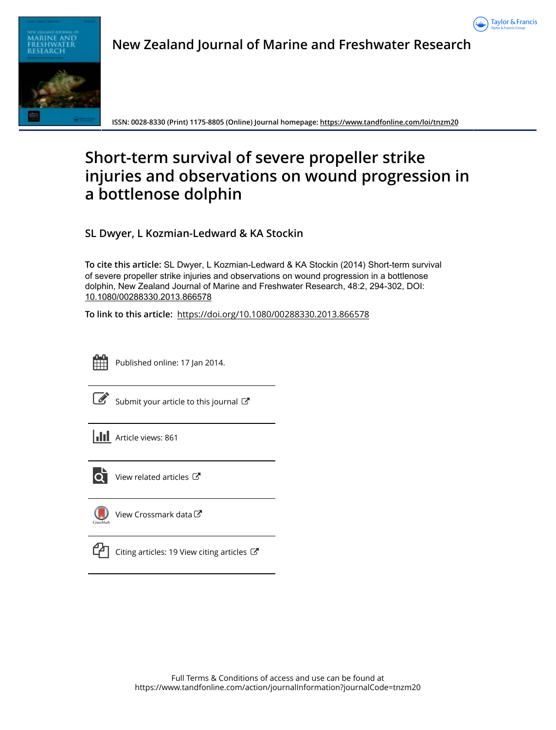New Zealand Journal of Marine and Freshwater Research

ISSN: 0028-8330 (Print) 1175-8805 (Online) Journal homepage: https://www.tandfonline.com/loi/tnzm20

# Short-term survival of severe propeller strike injuries and observations on wound progression in a bottlenose dolphin

## SL Dwyer, L Kozmian-Ledward & KA Stockin

**To cite this article:** SL Dwyer, L Kozmian-Ledward & KA Stockin (2014) Short-term survival of severe propeller strike injuries and observations on wound progression in a bottlenose dolphin, New Zealand Journal of Marine and Freshwater Research, 48:2, 294-302, DOI: 10.1080/00288330.2013.866578

**To link to this article:** https://doi.org/10.1080/00288330.2013.866578

Published online: 17 Jan 2014.

Submit your article to this journal

Article views: 861

View related articles

View Crossmark data

Citing articles: 19 View citing articles

Full Terms & Conditions of access and use can be found at
https://www.tandfonline.com/action/journalInformation?journalCode=tnzm20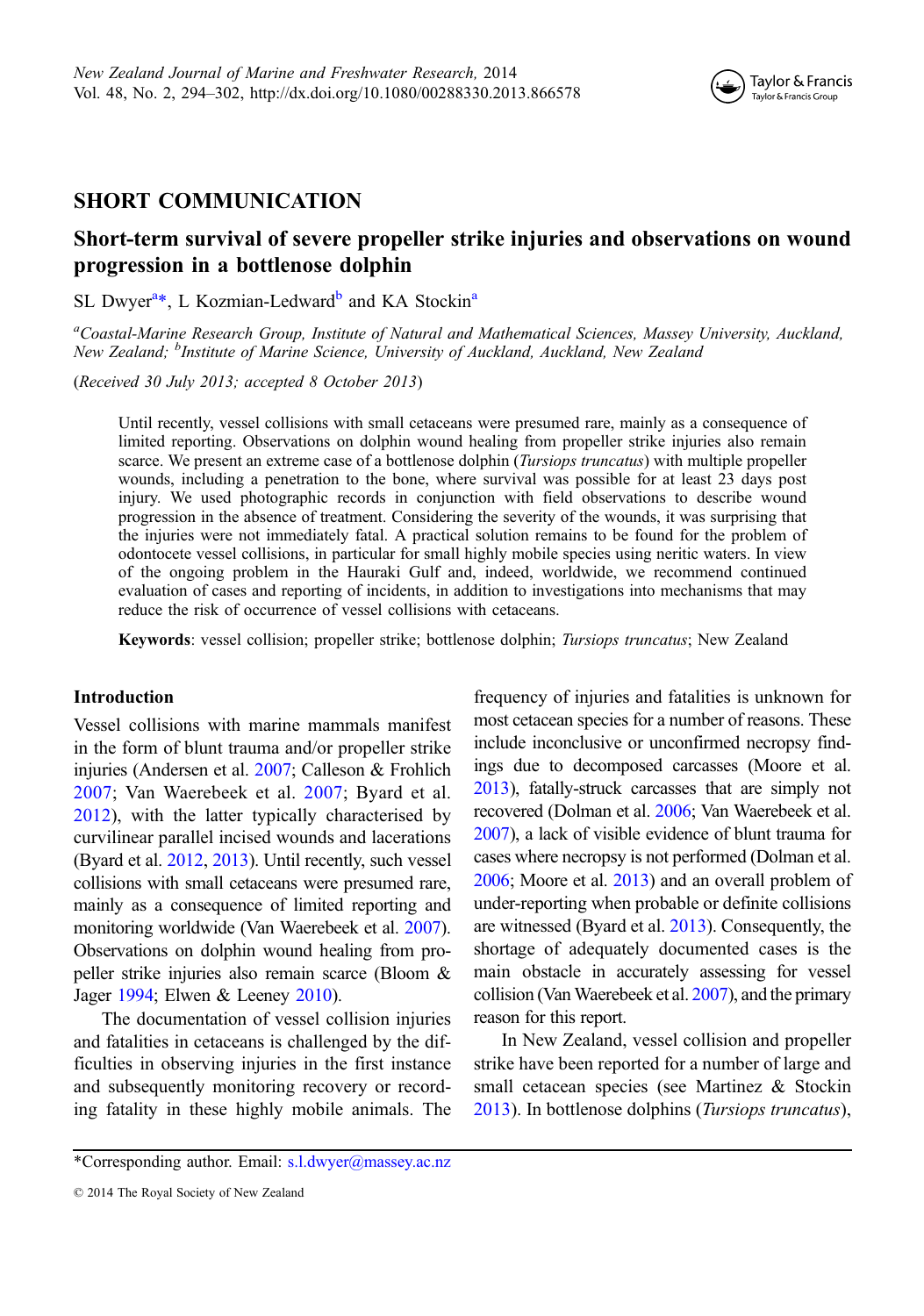## SHORT COMMUNICATION

# Short-term survival of severe propeller strike injuries and observations on wound progression in a bottlenose dolphin

SL Dwyer[a]*, L Kozmian-Ledward[b] and KA Stockin[a]

[a]*Coastal-Marine Research Group, Institute of Natural and Mathematical Sciences, Massey University, Auckland, New Zealand;* [b]*Institute of Marine Science, University of Auckland, Auckland, New Zealand*

(*Received 30 July 2013; accepted 8 October 2013*)

Until recently, vessel collisions with small cetaceans were presumed rare, mainly as a consequence of limited reporting. Observations on dolphin wound healing from propeller strike injuries also remain scarce. We present an extreme case of a bottlenose dolphin (*Tursiops truncatus*) with multiple propeller wounds, including a penetration to the bone, where survival was possible for at least 23 days post injury. We used photographic records in conjunction with field observations to describe wound progression in the absence of treatment. Considering the severity of the wounds, it was surprising that the injuries were not immediately fatal. A practical solution remains to be found for the problem of odontocete vessel collisions, in particular for small highly mobile species using neritic waters. In view of the ongoing problem in the Hauraki Gulf and, indeed, worldwide, we recommend continued evaluation of cases and reporting of incidents, in addition to investigations into mechanisms that may reduce the risk of occurrence of vessel collisions with cetaceans.

**Keywords**: vessel collision; propeller strike; bottlenose dolphin; *Tursiops truncatus*; New Zealand

### Introduction

Vessel collisions with marine mammals manifest in the form of blunt trauma and/or propeller strike injuries (Andersen et al. 2007; Calleson & Frohlich 2007; Van Waerebeek et al. 2007; Byard et al. 2012), with the latter typically characterised by curvilinear parallel incised wounds and lacerations (Byard et al. 2012, 2013). Until recently, such vessel collisions with small cetaceans were presumed rare, mainly as a consequence of limited reporting and monitoring worldwide (Van Waerebeek et al. 2007). Observations on dolphin wound healing from propeller strike injuries also remain scarce (Bloom & Jager 1994; Elwen & Leeney 2010).

The documentation of vessel collision injuries and fatalities in cetaceans is challenged by the difficulties in observing injuries in the first instance and subsequently monitoring recovery or recording fatality in these highly mobile animals. The frequency of injuries and fatalities is unknown for most cetacean species for a number of reasons. These include inconclusive or unconfirmed necropsy findings due to decomposed carcasses (Moore et al. 2013), fatally-struck carcasses that are simply not recovered (Dolman et al. 2006; Van Waerebeek et al. 2007), a lack of visible evidence of blunt trauma for cases where necropsy is not performed (Dolman et al. 2006; Moore et al. 2013) and an overall problem of under-reporting when probable or definite collisions are witnessed (Byard et al. 2013). Consequently, the shortage of adequately documented cases is the main obstacle in accurately assessing for vessel collision (Van Waerebeek et al. 2007), and the primary reason for this report.

In New Zealand, vessel collision and propeller strike have been reported for a number of large and small cetacean species (see Martinez & Stockin 2013). In bottlenose dolphins (*Tursiops truncatus*),

*Corresponding author. Email: s.l.dwyer@massey.ac.nz

© 2014 The Royal Society of New Zealand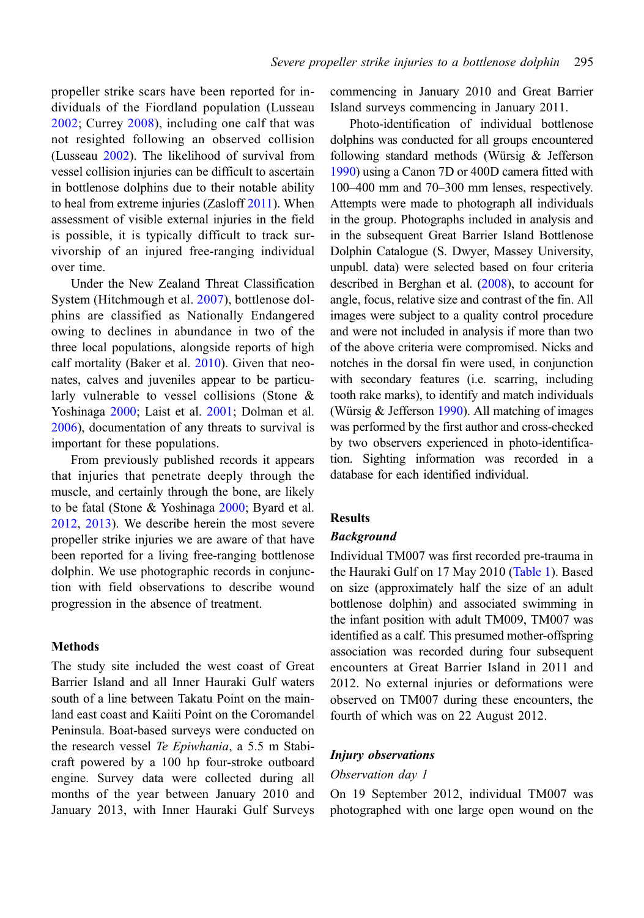propeller strike scars have been reported for individuals of the Fiordland population (Lusseau 2002; Currey 2008), including one calf that was not resighted following an observed collision (Lusseau 2002). The likelihood of survival from vessel collision injuries can be difficult to ascertain in bottlenose dolphins due to their notable ability to heal from extreme injuries (Zasloff 2011). When assessment of visible external injuries in the field is possible, it is typically difficult to track survivorship of an injured free-ranging individual over time.

Under the New Zealand Threat Classification System (Hitchmough et al. 2007), bottlenose dolphins are classified as Nationally Endangered owing to declines in abundance in two of the three local populations, alongside reports of high calf mortality (Baker et al. 2010). Given that neonates, calves and juveniles appear to be particularly vulnerable to vessel collisions (Stone & Yoshinaga 2000; Laist et al. 2001; Dolman et al. 2006), documentation of any threats to survival is important for these populations.

From previously published records it appears that injuries that penetrate deeply through the muscle, and certainly through the bone, are likely to be fatal (Stone & Yoshinaga 2000; Byard et al. 2012, 2013). We describe herein the most severe propeller strike injuries we are aware of that have been reported for a living free-ranging bottlenose dolphin. We use photographic records in conjunction with field observations to describe wound progression in the absence of treatment.

## Methods

The study site included the west coast of Great Barrier Island and all Inner Hauraki Gulf waters south of a line between Takatu Point on the mainland east coast and Kaiiti Point on the Coromandel Peninsula. Boat-based surveys were conducted on the research vessel *Te Epiwhania*, a 5.5 m Stabicraft powered by a 100 hp four-stroke outboard engine. Survey data were collected during all months of the year between January 2010 and January 2013, with Inner Hauraki Gulf Surveys commencing in January 2010 and Great Barrier Island surveys commencing in January 2011.

Photo-identification of individual bottlenose dolphins was conducted for all groups encountered following standard methods (Würsig & Jefferson 1990) using a Canon 7D or 400D camera fitted with 100–400 mm and 70–300 mm lenses, respectively. Attempts were made to photograph all individuals in the group. Photographs included in analysis and in the subsequent Great Barrier Island Bottlenose Dolphin Catalogue (S. Dwyer, Massey University, unpubl. data) were selected based on four criteria described in Berghan et al. (2008), to account for angle, focus, relative size and contrast of the fin. All images were subject to a quality control procedure and were not included in analysis if more than two of the above criteria were compromised. Nicks and notches in the dorsal fin were used, in conjunction with secondary features (i.e. scarring, including tooth rake marks), to identify and match individuals (Würsig & Jefferson 1990). All matching of images was performed by the first author and cross-checked by two observers experienced in photo-identification. Sighting information was recorded in a database for each identified individual.

## Results

### *Background*

Individual TM007 was first recorded pre-trauma in the Hauraki Gulf on 17 May 2010 (Table 1). Based on size (approximately half the size of an adult bottlenose dolphin) and associated swimming in the infant position with adult TM009, TM007 was identified as a calf. This presumed mother-offspring association was recorded during four subsequent encounters at Great Barrier Island in 2011 and 2012. No external injuries or deformations were observed on TM007 during these encounters, the fourth of which was on 22 August 2012.

### *Injury observations*

#### *Observation day 1*

On 19 September 2012, individual TM007 was photographed with one large open wound on the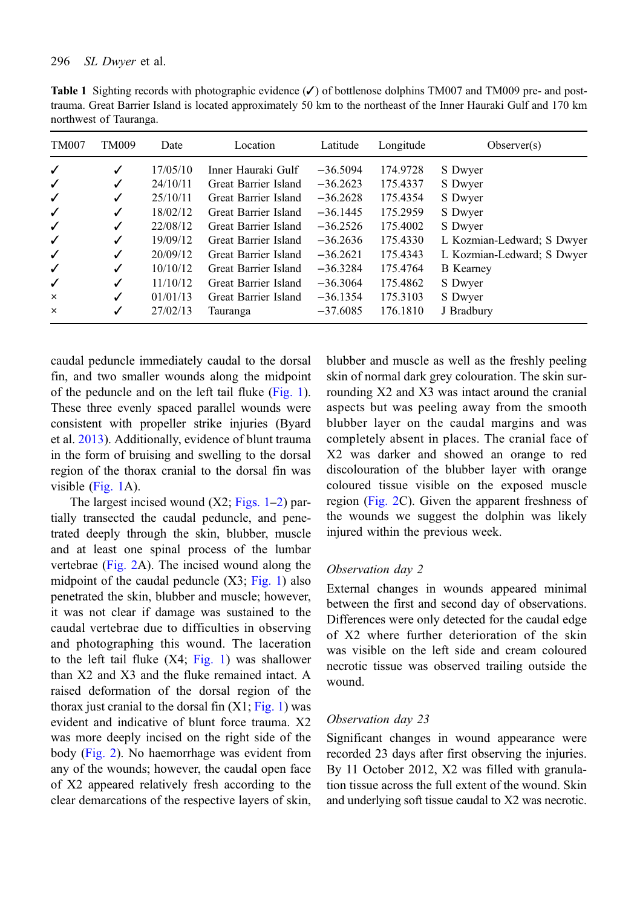**Table 1** Sighting records with photographic evidence (✓) of bottlenose dolphins TM007 and TM009 pre- and post-trauma. Great Barrier Island is located approximately 50 km to the northeast of the Inner Hauraki Gulf and 170 km northwest of Tauranga.

| TM007 | TM009 | Date | Location | Latitude | Longitude | Observer(s) |
|---|---|---|---|---|---|---|
| ✓ | ✓ | 17/05/10 | Inner Hauraki Gulf | −36.5094 | 174.9728 | S Dwyer |
| ✓ | ✓ | 24/10/11 | Great Barrier Island | −36.2623 | 175.4337 | S Dwyer |
| ✓ | ✓ | 25/10/11 | Great Barrier Island | −36.2628 | 175.4354 | S Dwyer |
| ✓ | ✓ | 18/02/12 | Great Barrier Island | −36.1445 | 175.2959 | S Dwyer |
| ✓ | ✓ | 22/08/12 | Great Barrier Island | −36.2526 | 175.4002 | S Dwyer |
| ✓ | ✓ | 19/09/12 | Great Barrier Island | −36.2636 | 175.4330 | L Kozmian-Ledward; S Dwyer |
| ✓ | ✓ | 20/09/12 | Great Barrier Island | −36.2621 | 175.4343 | L Kozmian-Ledward; S Dwyer |
| ✓ | ✓ | 10/10/12 | Great Barrier Island | −36.3284 | 175.4764 | B Kearney |
| ✓ | ✓ | 11/10/12 | Great Barrier Island | −36.3064 | 175.4862 | S Dwyer |
| × | ✓ | 01/01/13 | Great Barrier Island | −36.1354 | 175.3103 | S Dwyer |
| × | ✓ | 27/02/13 | Tauranga | −37.6085 | 176.1810 | J Bradbury |

caudal peduncle immediately caudal to the dorsal fin, and two smaller wounds along the midpoint of the peduncle and on the left tail fluke (Fig. 1). These three evenly spaced parallel wounds were consistent with propeller strike injuries (Byard et al. 2013). Additionally, evidence of blunt trauma in the form of bruising and swelling to the dorsal region of the thorax cranial to the dorsal fin was visible (Fig. 1A).

The largest incised wound (X2; Figs. 1–2) partially transected the caudal peduncle, and penetrated deeply through the skin, blubber, muscle and at least one spinal process of the lumbar vertebrae (Fig. 2A). The incised wound along the midpoint of the caudal peduncle (X3; Fig. 1) also penetrated the skin, blubber and muscle; however, it was not clear if damage was sustained to the caudal vertebrae due to difficulties in observing and photographing this wound. The laceration to the left tail fluke (X4; Fig. 1) was shallower than X2 and X3 and the fluke remained intact. A raised deformation of the dorsal region of the thorax just cranial to the dorsal fin (X1; Fig. 1) was evident and indicative of blunt force trauma. X2 was more deeply incised on the right side of the body (Fig. 2). No haemorrhage was evident from any of the wounds; however, the caudal open face of X2 appeared relatively fresh according to the clear demarcations of the respective layers of skin, blubber and muscle as well as the freshly peeling skin of normal dark grey colouration. The skin surrounding X2 and X3 was intact around the cranial aspects but was peeling away from the smooth blubber layer on the caudal margins and was completely absent in places. The cranial face of X2 was darker and showed an orange to red discolouration of the blubber layer with orange coloured tissue visible on the exposed muscle region (Fig. 2C). Given the apparent freshness of the wounds we suggest the dolphin was likely injured within the previous week.

*Observation day 2*

External changes in wounds appeared minimal between the first and second day of observations. Differences were only detected for the caudal edge of X2 where further deterioration of the skin was visible on the left side and cream coloured necrotic tissue was observed trailing outside the wound.

*Observation day 23*

Significant changes in wound appearance were recorded 23 days after first observing the injuries. By 11 October 2012, X2 was filled with granulation tissue across the full extent of the wound. Skin and underlying soft tissue caudal to X2 was necrotic.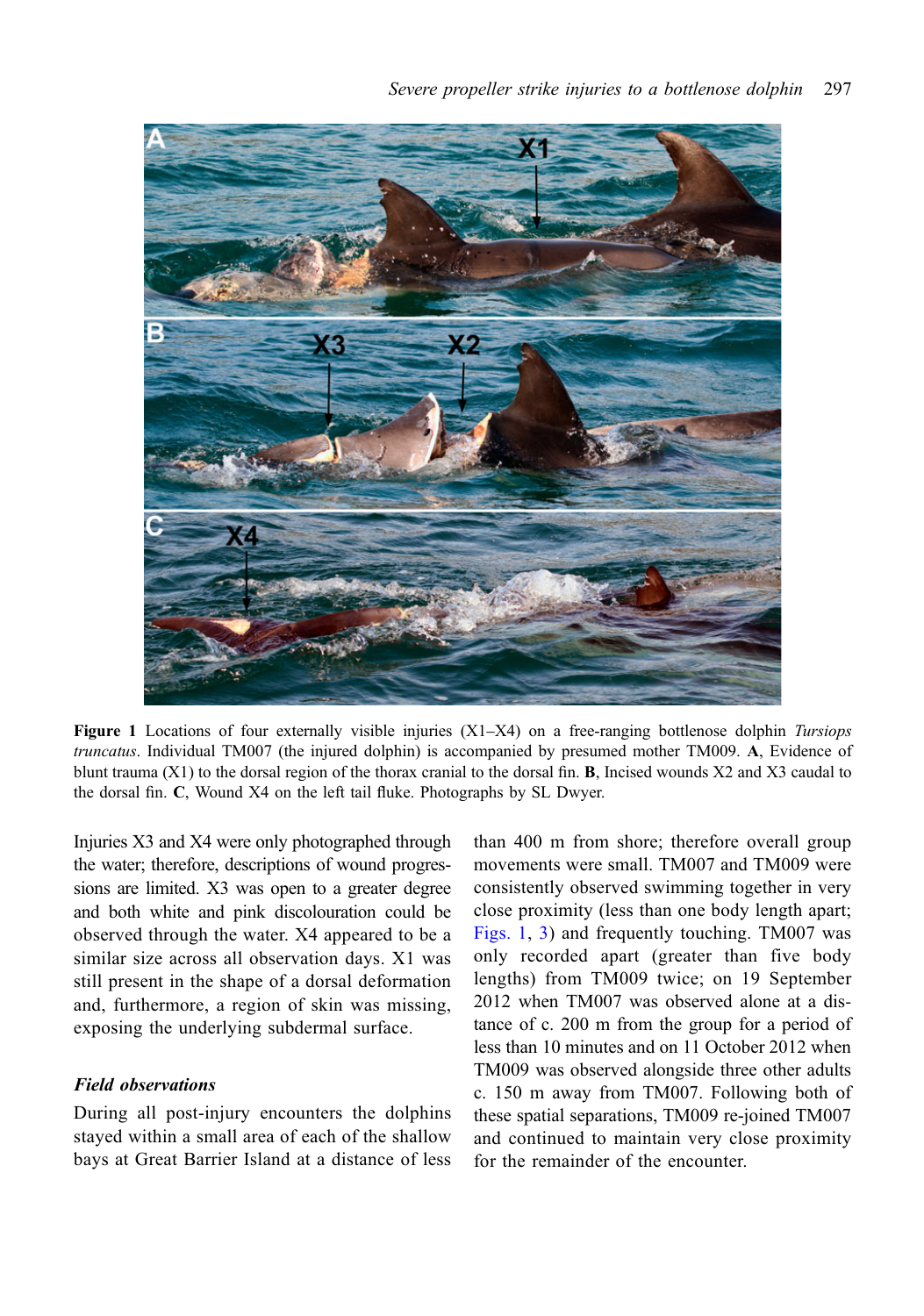Figure 1 Locations of four externally visible injuries (X1–X4) on a free-ranging bottlenose dolphin *Tursiops truncatus*. Individual TM007 (the injured dolphin) is accompanied by presumed mother TM009. **A**, Evidence of blunt trauma (X1) to the dorsal region of the thorax cranial to the dorsal fin. **B**, Incised wounds X2 and X3 caudal to the dorsal fin. **C**, Wound X4 on the left tail fluke. Photographs by SL Dwyer.

Injuries X3 and X4 were only photographed through the water; therefore, descriptions of wound progressions are limited. X3 was open to a greater degree and both white and pink discolouration could be observed through the water. X4 appeared to be a similar size across all observation days. X1 was still present in the shape of a dorsal deformation and, furthermore, a region of skin was missing, exposing the underlying subdermal surface.

### *Field observations*

During all post-injury encounters the dolphins stayed within a small area of each of the shallow bays at Great Barrier Island at a distance of less than 400 m from shore; therefore overall group movements were small. TM007 and TM009 were consistently observed swimming together in very close proximity (less than one body length apart; Figs. 1, 3) and frequently touching. TM007 was only recorded apart (greater than five body lengths) from TM009 twice; on 19 September 2012 when TM007 was observed alone at a distance of c. 200 m from the group for a period of less than 10 minutes and on 11 October 2012 when TM009 was observed alongside three other adults c. 150 m away from TM007. Following both of these spatial separations, TM009 re-joined TM007 and continued to maintain very close proximity for the remainder of the encounter.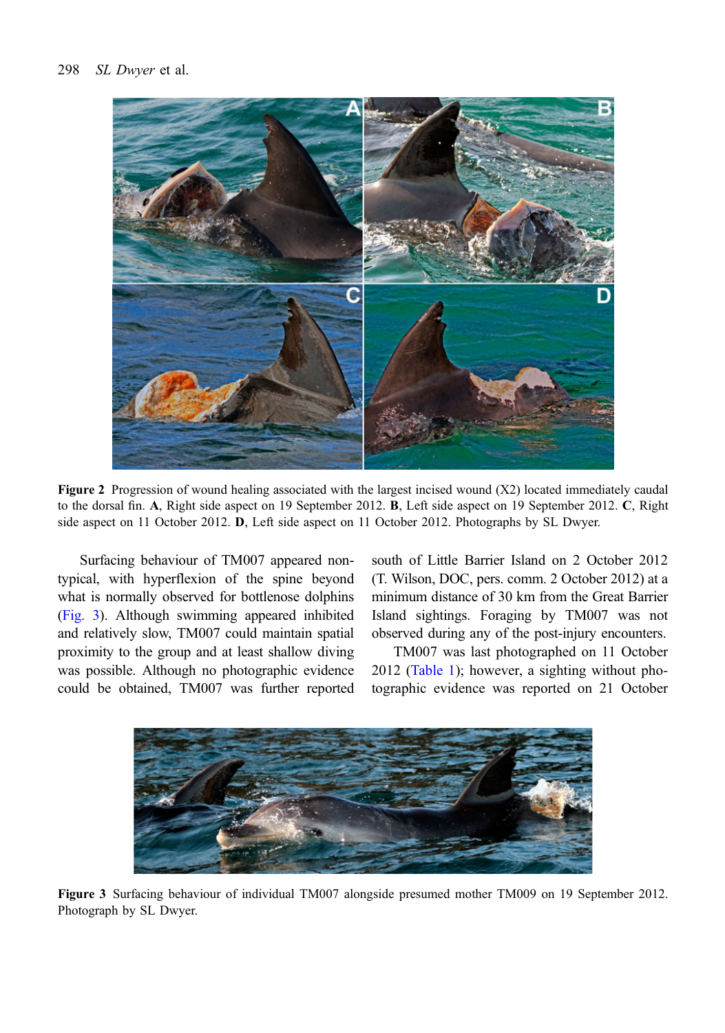Figure 2 Progression of wound healing associated with the largest incised wound (X2) located immediately caudal to the dorsal fin. **A**, Right side aspect on 19 September 2012. **B**, Left side aspect on 19 September 2012. **C**, Right side aspect on 11 October 2012. **D**, Left side aspect on 11 October 2012. Photographs by SL Dwyer.

Surfacing behaviour of TM007 appeared non-typical, with hyperflexion of the spine beyond what is normally observed for bottlenose dolphins (Fig. 3). Although swimming appeared inhibited and relatively slow, TM007 could maintain spatial proximity to the group and at least shallow diving was possible. Although no photographic evidence could be obtained, TM007 was further reported south of Little Barrier Island on 2 October 2012 (T. Wilson, DOC, pers. comm. 2 October 2012) at a minimum distance of 30 km from the Great Barrier Island sightings. Foraging by TM007 was not observed during any of the post-injury encounters.

TM007 was last photographed on 11 October 2012 (Table 1); however, a sighting without photographic evidence was reported on 21 October

Figure 3 Surfacing behaviour of individual TM007 alongside presumed mother TM009 on 19 September 2012. Photograph by SL Dwyer.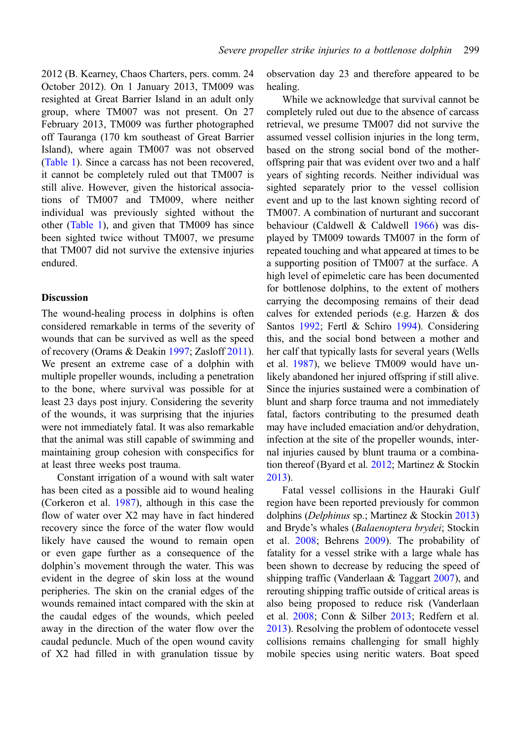2012 (B. Kearney, Chaos Charters, pers. comm. 24 October 2012). On 1 January 2013, TM009 was resighted at Great Barrier Island in an adult only group, where TM007 was not present. On 27 February 2013, TM009 was further photographed off Tauranga (170 km southeast of Great Barrier Island), where again TM007 was not observed (Table 1). Since a carcass has not been recovered, it cannot be completely ruled out that TM007 is still alive. However, given the historical associations of TM007 and TM009, where neither individual was previously sighted without the other (Table 1), and given that TM009 has since been sighted twice without TM007, we presume that TM007 did not survive the extensive injuries endured.

## Discussion

The wound-healing process in dolphins is often considered remarkable in terms of the severity of wounds that can be survived as well as the speed of recovery (Orams & Deakin 1997; Zasloff 2011). We present an extreme case of a dolphin with multiple propeller wounds, including a penetration to the bone, where survival was possible for at least 23 days post injury. Considering the severity of the wounds, it was surprising that the injuries were not immediately fatal. It was also remarkable that the animal was still capable of swimming and maintaining group cohesion with conspecifics for at least three weeks post trauma.

Constant irrigation of a wound with salt water has been cited as a possible aid to wound healing (Corkeron et al. 1987), although in this case the flow of water over X2 may have in fact hindered recovery since the force of the water flow would likely have caused the wound to remain open or even gape further as a consequence of the dolphin's movement through the water. This was evident in the degree of skin loss at the wound peripheries. The skin on the cranial edges of the wounds remained intact compared with the skin at the caudal edges of the wounds, which peeled away in the direction of the water flow over the caudal peduncle. Much of the open wound cavity of X2 had filled in with granulation tissue by observation day 23 and therefore appeared to be healing.

While we acknowledge that survival cannot be completely ruled out due to the absence of carcass retrieval, we presume TM007 did not survive the assumed vessel collision injuries in the long term, based on the strong social bond of the mother-offspring pair that was evident over two and a half years of sighting records. Neither individual was sighted separately prior to the vessel collision event and up to the last known sighting record of TM007. A combination of nurturant and succorant behaviour (Caldwell & Caldwell 1966) was displayed by TM009 towards TM007 in the form of repeated touching and what appeared at times to be a supporting position of TM007 at the surface. A high level of epimeletic care has been documented for bottlenose dolphins, to the extent of mothers carrying the decomposing remains of their dead calves for extended periods (e.g. Harzen & dos Santos 1992; Fertl & Schiro 1994). Considering this, and the social bond between a mother and her calf that typically lasts for several years (Wells et al. 1987), we believe TM009 would have unlikely abandoned her injured offspring if still alive. Since the injuries sustained were a combination of blunt and sharp force trauma and not immediately fatal, factors contributing to the presumed death may have included emaciation and/or dehydration, infection at the site of the propeller wounds, internal injuries caused by blunt trauma or a combination thereof (Byard et al. 2012; Martinez & Stockin 2013).

Fatal vessel collisions in the Hauraki Gulf region have been reported previously for common dolphins (*Delphinus* sp.; Martinez & Stockin 2013) and Bryde's whales (*Balaenoptera brydei*; Stockin et al. 2008; Behrens 2009). The probability of fatality for a vessel strike with a large whale has been shown to decrease by reducing the speed of shipping traffic (Vanderlaan & Taggart 2007), and rerouting shipping traffic outside of critical areas is also being proposed to reduce risk (Vanderlaan et al. 2008; Conn & Silber 2013; Redfern et al. 2013). Resolving the problem of odontocete vessel collisions remains challenging for small highly mobile species using neritic waters. Boat speed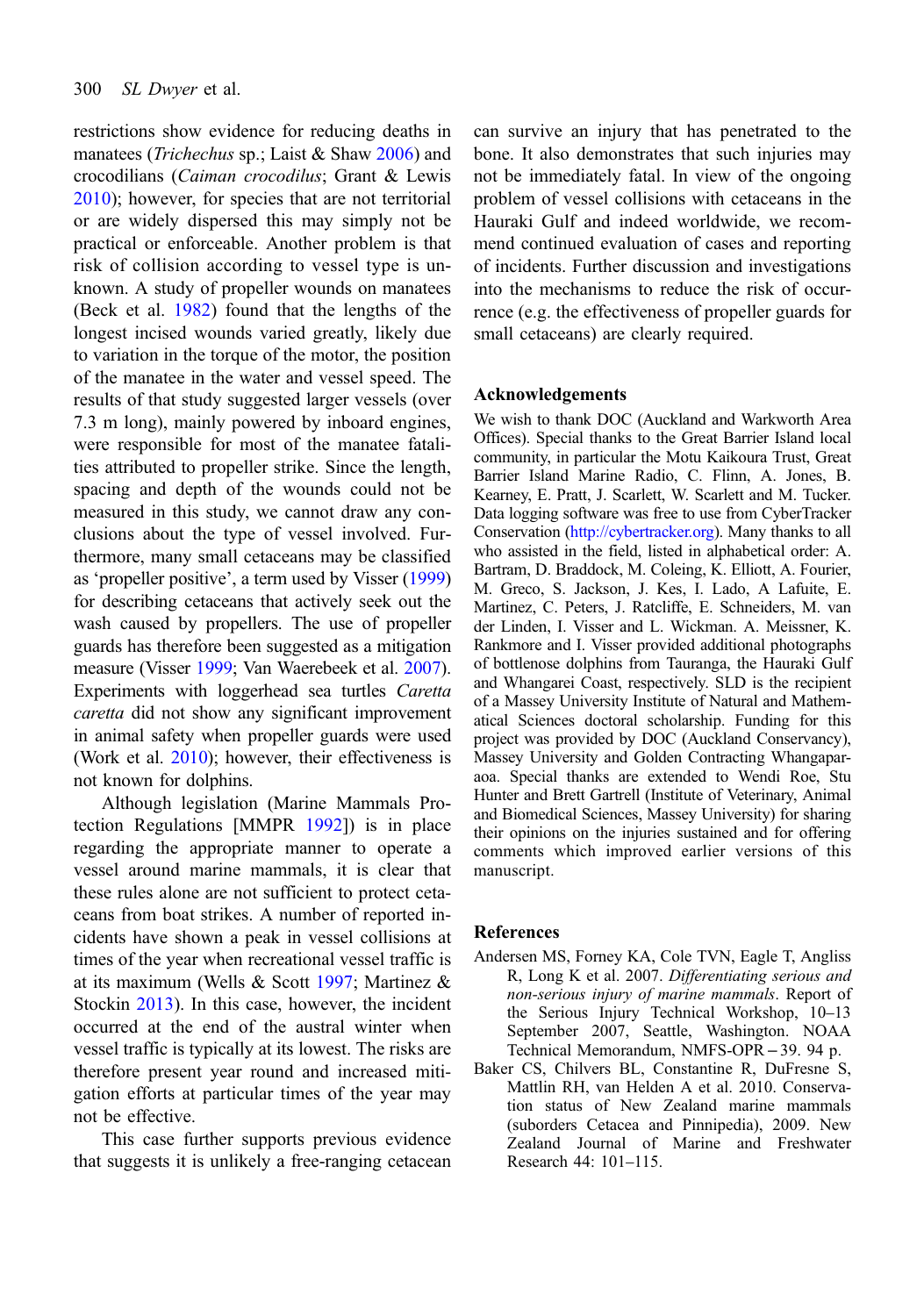restrictions show evidence for reducing deaths in manatees (*Trichechus* sp.; Laist & Shaw 2006) and crocodilians (*Caiman crocodilus*; Grant & Lewis 2010); however, for species that are not territorial or are widely dispersed this may simply not be practical or enforceable. Another problem is that risk of collision according to vessel type is unknown. A study of propeller wounds on manatees (Beck et al. 1982) found that the lengths of the longest incised wounds varied greatly, likely due to variation in the torque of the motor, the position of the manatee in the water and vessel speed. The results of that study suggested larger vessels (over 7.3 m long), mainly powered by inboard engines, were responsible for most of the manatee fatalities attributed to propeller strike. Since the length, spacing and depth of the wounds could not be measured in this study, we cannot draw any conclusions about the type of vessel involved. Furthermore, many small cetaceans may be classified as 'propeller positive', a term used by Visser (1999) for describing cetaceans that actively seek out the wash caused by propellers. The use of propeller guards has therefore been suggested as a mitigation measure (Visser 1999; Van Waerebeek et al. 2007). Experiments with loggerhead sea turtles *Caretta caretta* did not show any significant improvement in animal safety when propeller guards were used (Work et al. 2010); however, their effectiveness is not known for dolphins.

Although legislation (Marine Mammals Protection Regulations [MMPR 1992]) is in place regarding the appropriate manner to operate a vessel around marine mammals, it is clear that these rules alone are not sufficient to protect cetaceans from boat strikes. A number of reported incidents have shown a peak in vessel collisions at times of the year when recreational vessel traffic is at its maximum (Wells & Scott 1997; Martinez & Stockin 2013). In this case, however, the incident occurred at the end of the austral winter when vessel traffic is typically at its lowest. The risks are therefore present year round and increased mitigation efforts at particular times of the year may not be effective.

This case further supports previous evidence that suggests it is unlikely a free-ranging cetacean can survive an injury that has penetrated to the bone. It also demonstrates that such injuries may not be immediately fatal. In view of the ongoing problem of vessel collisions with cetaceans in the Hauraki Gulf and indeed worldwide, we recommend continued evaluation of cases and reporting of incidents. Further discussion and investigations into the mechanisms to reduce the risk of occurrence (e.g. the effectiveness of propeller guards for small cetaceans) are clearly required.

## Acknowledgements

We wish to thank DOC (Auckland and Warkworth Area Offices). Special thanks to the Great Barrier Island local community, in particular the Motu Kaikoura Trust, Great Barrier Island Marine Radio, C. Flinn, A. Jones, B. Kearney, E. Pratt, J. Scarlett, W. Scarlett and M. Tucker. Data logging software was free to use from CyberTracker Conservation (http://cybertracker.org). Many thanks to all who assisted in the field, listed in alphabetical order: A. Bartram, D. Braddock, M. Coleing, K. Elliott, A. Fourier, M. Greco, S. Jackson, J. Kes, I. Lado, A Lafuite, E. Martinez, C. Peters, J. Ratcliffe, E. Schneiders, M. van der Linden, I. Visser and L. Wickman. A. Meissner, K. Rankmore and I. Visser provided additional photographs of bottlenose dolphins from Tauranga, the Hauraki Gulf and Whangarei Coast, respectively. SLD is the recipient of a Massey University Institute of Natural and Mathematical Sciences doctoral scholarship. Funding for this project was provided by DOC (Auckland Conservancy), Massey University and Golden Contracting Whangaparaoa. Special thanks are extended to Wendi Roe, Stu Hunter and Brett Gartrell (Institute of Veterinary, Animal and Biomedical Sciences, Massey University) for sharing their opinions on the injuries sustained and for offering comments which improved earlier versions of this manuscript.

## References

Andersen MS, Forney KA, Cole TVN, Eagle T, Angliss R, Long K et al. 2007. *Differentiating serious and non-serious injury of marine mammals*. Report of the Serious Injury Technical Workshop, 10–13 September 2007, Seattle, Washington. NOAA Technical Memorandum, NMFS-OPR – 39. 94 p.

Baker CS, Chilvers BL, Constantine R, DuFresne S, Mattlin RH, van Helden A et al. 2010. Conservation status of New Zealand marine mammals (suborders Cetacea and Pinnipedia), 2009. New Zealand Journal of Marine and Freshwater Research 44: 101–115.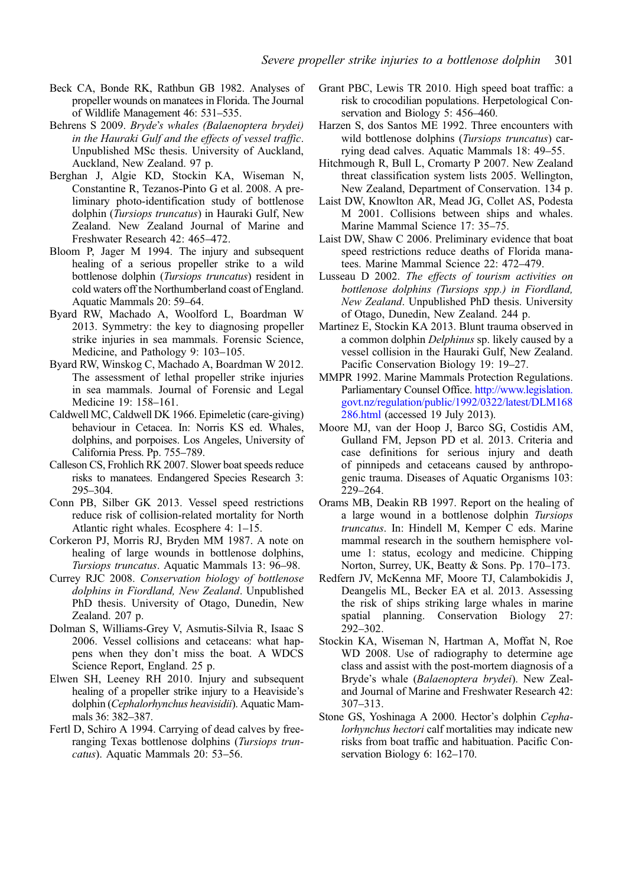Beck CA, Bonde RK, Rathbun GB 1982. Analyses of propeller wounds on manatees in Florida. The Journal of Wildlife Management 46: 531–535.

Behrens S 2009. *Bryde's whales (Balaenoptera brydei) in the Hauraki Gulf and the effects of vessel traffic*. Unpublished MSc thesis. University of Auckland, Auckland, New Zealand. 97 p.

Berghan J, Algie KD, Stockin KA, Wiseman N, Constantine R, Tezanos-Pinto G et al. 2008. A preliminary photo-identification study of bottlenose dolphin (*Tursiops truncatus*) in Hauraki Gulf, New Zealand. New Zealand Journal of Marine and Freshwater Research 42: 465–472.

Bloom P, Jager M 1994. The injury and subsequent healing of a serious propeller strike to a wild bottlenose dolphin (*Tursiops truncatus*) resident in cold waters off the Northumberland coast of England. Aquatic Mammals 20: 59–64.

Byard RW, Machado A, Woolford L, Boardman W 2013. Symmetry: the key to diagnosing propeller strike injuries in sea mammals. Forensic Science, Medicine, and Pathology 9: 103–105.

Byard RW, Winskog C, Machado A, Boardman W 2012. The assessment of lethal propeller strike injuries in sea mammals. Journal of Forensic and Legal Medicine 19: 158–161.

Caldwell MC, Caldwell DK 1966. Epimeletic (care-giving) behaviour in Cetacea. In: Norris KS ed. Whales, dolphins, and porpoises. Los Angeles, University of California Press. Pp. 755–789.

Calleson CS, Frohlich RK 2007. Slower boat speeds reduce risks to manatees. Endangered Species Research 3: 295–304.

Conn PB, Silber GK 2013. Vessel speed restrictions reduce risk of collision-related mortality for North Atlantic right whales. Ecosphere 4: 1–15.

Corkeron PJ, Morris RJ, Bryden MM 1987. A note on healing of large wounds in bottlenose dolphins, *Tursiops truncatus*. Aquatic Mammals 13: 96–98.

Currey RJC 2008. *Conservation biology of bottlenose dolphins in Fiordland, New Zealand*. Unpublished PhD thesis. University of Otago, Dunedin, New Zealand. 207 p.

Dolman S, Williams-Grey V, Asmutis-Silvia R, Isaac S 2006. Vessel collisions and cetaceans: what happens when they don't miss the boat. A WDCS Science Report, England. 25 p.

Elwen SH, Leeney RH 2010. Injury and subsequent healing of a propeller strike injury to a Heaviside's dolphin (*Cephalorhynchus heavisidii*). Aquatic Mammals 36: 382–387.

Fertl D, Schiro A 1994. Carrying of dead calves by free-ranging Texas bottlenose dolphins (*Tursiops truncatus*). Aquatic Mammals 20: 53–56.

Grant PBC, Lewis TR 2010. High speed boat traffic: a risk to crocodilian populations. Herpetological Conservation and Biology 5: 456–460.

Harzen S, dos Santos ME 1992. Three encounters with wild bottlenose dolphins (*Tursiops truncatus*) carrying dead calves. Aquatic Mammals 18: 49–55.

Hitchmough R, Bull L, Cromarty P 2007. New Zealand threat classification system lists 2005. Wellington, New Zealand, Department of Conservation. 134 p.

Laist DW, Knowlton AR, Mead JG, Collet AS, Podesta M 2001. Collisions between ships and whales. Marine Mammal Science 17: 35–75.

Laist DW, Shaw C 2006. Preliminary evidence that boat speed restrictions reduce deaths of Florida manatees. Marine Mammal Science 22: 472–479.

Lusseau D 2002. *The effects of tourism activities on bottlenose dolphins (Tursiops spp.) in Fiordland, New Zealand*. Unpublished PhD thesis. University of Otago, Dunedin, New Zealand. 244 p.

Martinez E, Stockin KA 2013. Blunt trauma observed in a common dolphin *Delphinus* sp. likely caused by a vessel collision in the Hauraki Gulf, New Zealand. Pacific Conservation Biology 19: 19–27.

MMPR 1992. Marine Mammals Protection Regulations. Parliamentary Counsel Office. http://www.legislation.govt.nz/regulation/public/1992/0322/latest/DLM168286.html (accessed 19 July 2013).

Moore MJ, van der Hoop J, Barco SG, Costidis AM, Gulland FM, Jepson PD et al. 2013. Criteria and case definitions for serious injury and death of pinnipeds and cetaceans caused by anthropogenic trauma. Diseases of Aquatic Organisms 103: 229–264.

Orams MB, Deakin RB 1997. Report on the healing of a large wound in a bottlenose dolphin *Tursiops truncatus*. In: Hindell M, Kemper C eds. Marine mammal research in the southern hemisphere volume 1: status, ecology and medicine. Chipping Norton, Surrey, UK, Beatty & Sons. Pp. 170–173.

Redfern JV, McKenna MF, Moore TJ, Calambokidis J, Deangelis ML, Becker EA et al. 2013. Assessing the risk of ships striking large whales in marine spatial planning. Conservation Biology 27: 292–302.

Stockin KA, Wiseman N, Hartman A, Moffat N, Roe WD 2008. Use of radiography to determine age class and assist with the post-mortem diagnosis of a Bryde's whale (*Balaenoptera brydei*). New Zealand Journal of Marine and Freshwater Research 42: 307–313.

Stone GS, Yoshinaga A 2000. Hector's dolphin *Cephalorhynchus hectori* calf mortalities may indicate new risks from boat traffic and habituation. Pacific Conservation Biology 6: 162–170.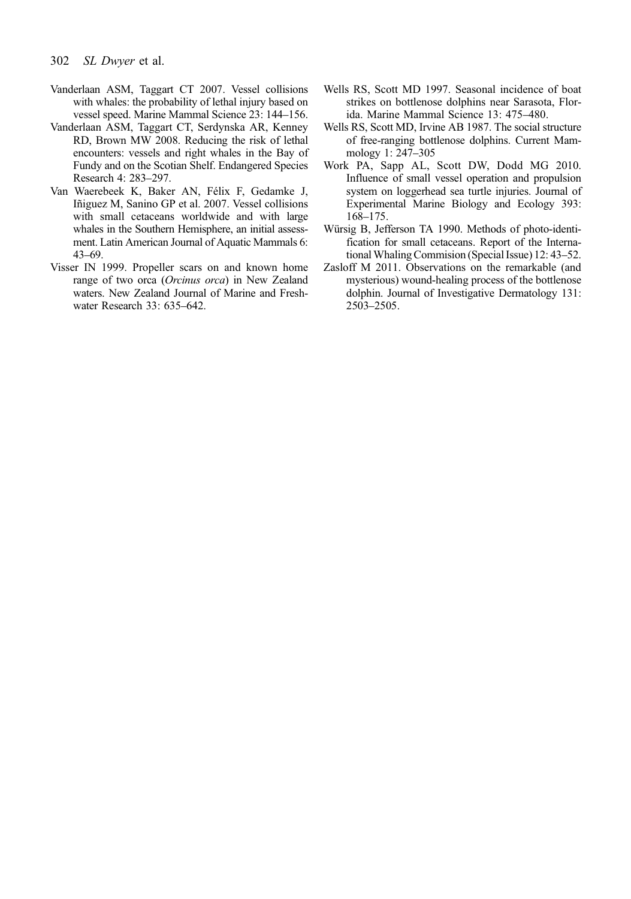Vanderlaan ASM, Taggart CT 2007. Vessel collisions with whales: the probability of lethal injury based on vessel speed. Marine Mammal Science 23: 144–156.

Vanderlaan ASM, Taggart CT, Serdynska AR, Kenney RD, Brown MW 2008. Reducing the risk of lethal encounters: vessels and right whales in the Bay of Fundy and on the Scotian Shelf. Endangered Species Research 4: 283–297.

Van Waerebeek K, Baker AN, Félix F, Gedamke J, Iñiguez M, Sanino GP et al. 2007. Vessel collisions with small cetaceans worldwide and with large whales in the Southern Hemisphere, an initial assessment. Latin American Journal of Aquatic Mammals 6: 43–69.

Visser IN 1999. Propeller scars on and known home range of two orca (*Orcinus orca*) in New Zealand waters. New Zealand Journal of Marine and Freshwater Research 33: 635–642.

Wells RS, Scott MD 1997. Seasonal incidence of boat strikes on bottlenose dolphins near Sarasota, Florida. Marine Mammal Science 13: 475–480.

Wells RS, Scott MD, Irvine AB 1987. The social structure of free-ranging bottlenose dolphins. Current Mammology 1: 247–305

Work PA, Sapp AL, Scott DW, Dodd MG 2010. Influence of small vessel operation and propulsion system on loggerhead sea turtle injuries. Journal of Experimental Marine Biology and Ecology 393: 168–175.

Würsig B, Jefferson TA 1990. Methods of photo-identification for small cetaceans. Report of the International Whaling Commision (Special Issue) 12: 43–52.

Zasloff M 2011. Observations on the remarkable (and mysterious) wound-healing process of the bottlenose dolphin. Journal of Investigative Dermatology 131: 2503–2505.